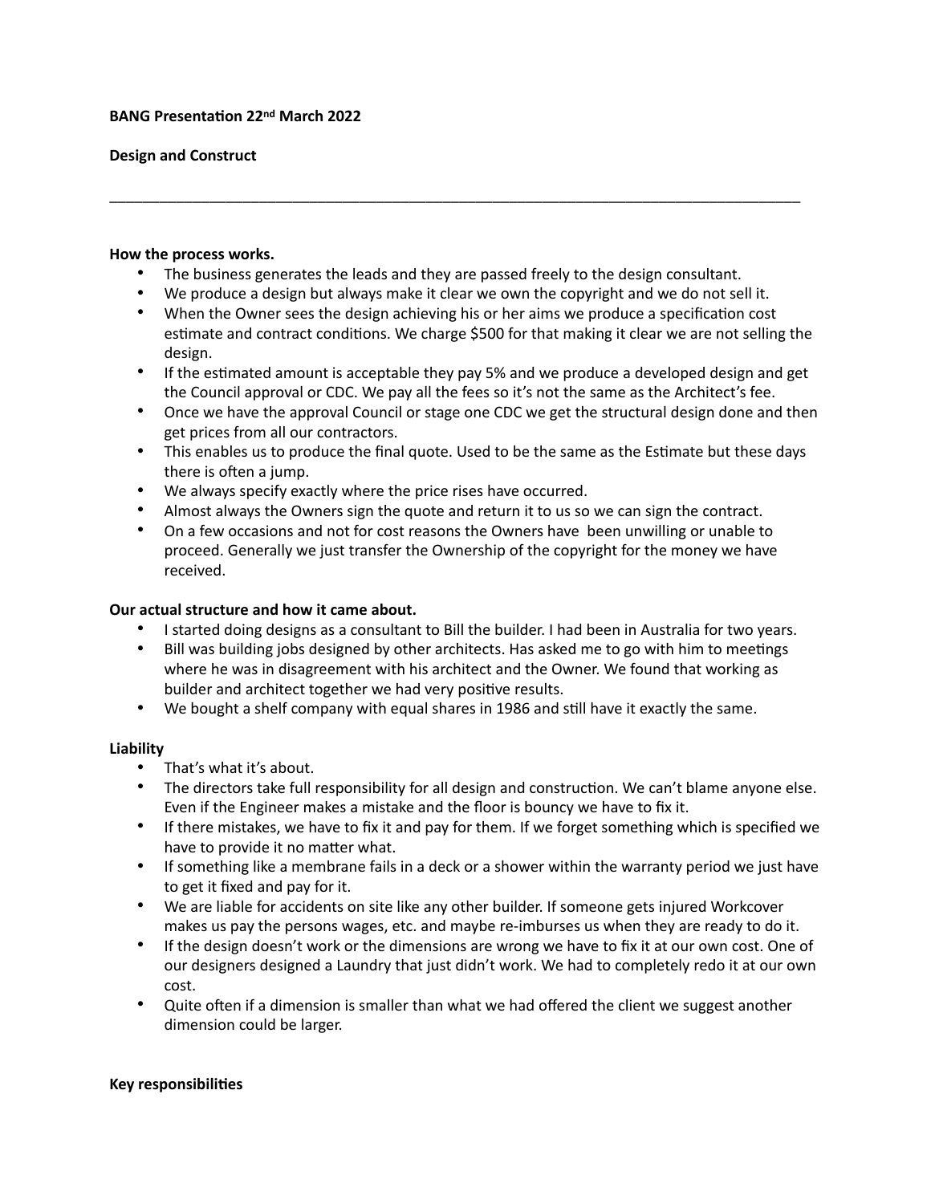**BANG Presentation 22nd March 2022**

**Design and Construct**

---

**How the process works.**

- The business generates the leads and they are passed freely to the design consultant.
- We produce a design but always make it clear we own the copyright and we do not sell it.
- When the Owner sees the design achieving his or her aims we produce a specification cost estimate and contract conditions. We charge $500 for that making it clear we are not selling the design.
- If the estimated amount is acceptable they pay 5% and we produce a developed design and get the Council approval or CDC. We pay all the fees so it's not the same as the Architect's fee.
- Once we have the approval Council or stage one CDC we get the structural design done and then get prices from all our contractors.
- This enables us to produce the final quote. Used to be the same as the Estimate but these days there is often a jump.
- We always specify exactly where the price rises have occurred.
- Almost always the Owners sign the quote and return it to us so we can sign the contract.
- On a few occasions and not for cost reasons the Owners have been unwilling or unable to proceed. Generally we just transfer the Ownership of the copyright for the money we have received.

**Our actual structure and how it came about.**

- I started doing designs as a consultant to Bill the builder. I had been in Australia for two years.
- Bill was building jobs designed by other architects. Has asked me to go with him to meetings where he was in disagreement with his architect and the Owner. We found that working as builder and architect together we had very positive results.
- We bought a shelf company with equal shares in 1986 and still have it exactly the same.

**Liability**

- That's what it's about.
- The directors take full responsibility for all design and construction. We can't blame anyone else. Even if the Engineer makes a mistake and the floor is bouncy we have to fix it.
- If there mistakes, we have to fix it and pay for them. If we forget something which is specified we have to provide it no matter what.
- If something like a membrane fails in a deck or a shower within the warranty period we just have to get it fixed and pay for it.
- We are liable for accidents on site like any other builder. If someone gets injured Workcover makes us pay the persons wages, etc. and maybe re-imburses us when they are ready to do it.
- If the design doesn't work or the dimensions are wrong we have to fix it at our own cost. One of our designers designed a Laundry that just didn't work. We had to completely redo it at our own cost.
- Quite often if a dimension is smaller than what we had offered the client we suggest another dimension could be larger.

**Key responsibilities**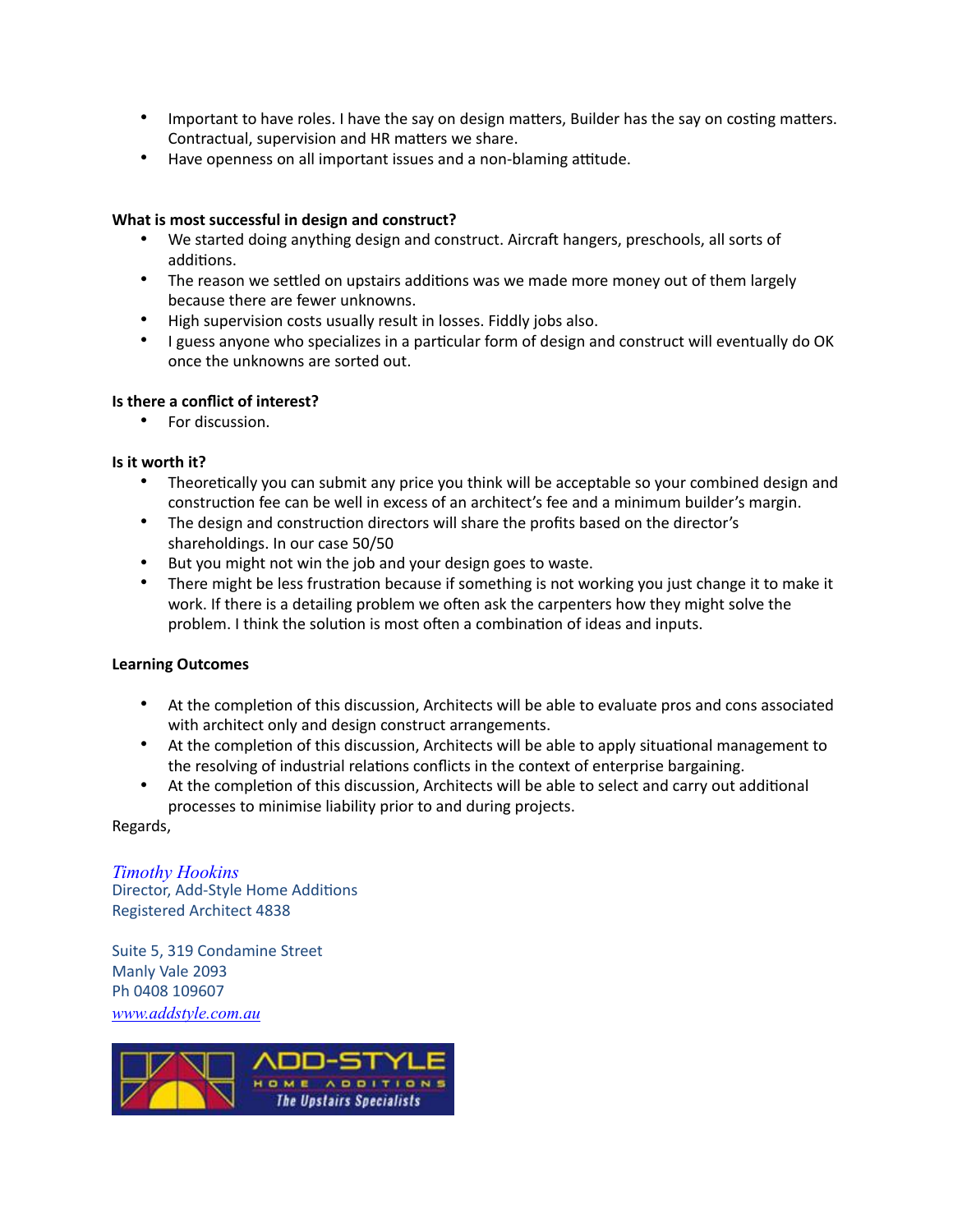- Important to have roles. I have the say on design matters, Builder has the say on costing matters. Contractual, supervision and HR matters we share.
- Have openness on all important issues and a non-blaming attitude.

**What is most successful in design and construct?**

- We started doing anything design and construct. Aircraft hangers, preschools, all sorts of additions.
- The reason we settled on upstairs additions was we made more money out of them largely because there are fewer unknowns.
- High supervision costs usually result in losses. Fiddly jobs also.
- I guess anyone who specializes in a particular form of design and construct will eventually do OK once the unknowns are sorted out.

**Is there a conflict of interest?**

- For discussion.

**Is it worth it?**

- Theoretically you can submit any price you think will be acceptable so your combined design and construction fee can be well in excess of an architect's fee and a minimum builder's margin.
- The design and construction directors will share the profits based on the director's shareholdings. In our case 50/50
- But you might not win the job and your design goes to waste.
- There might be less frustration because if something is not working you just change it to make it work. If there is a detailing problem we often ask the carpenters how they might solve the problem. I think the solution is most often a combination of ideas and inputs.

**Learning Outcomes**

- At the completion of this discussion, Architects will be able to evaluate pros and cons associated with architect only and design construct arrangements.
- At the completion of this discussion, Architects will be able to apply situational management to the resolving of industrial relations conflicts in the context of enterprise bargaining.
- At the completion of this discussion, Architects will be able to select and carry out additional processes to minimise liability prior to and during projects.

Regards,

*Timothy Hookins*
Director, Add-Style Home Additions
Registered Architect 4838

Suite 5, 319 Condamine Street
Manly Vale 2093
Ph 0408 109607
*www.addstyle.com.au*

ADD-STYLE
HOME ADDITIONS
The Upstairs Specialists